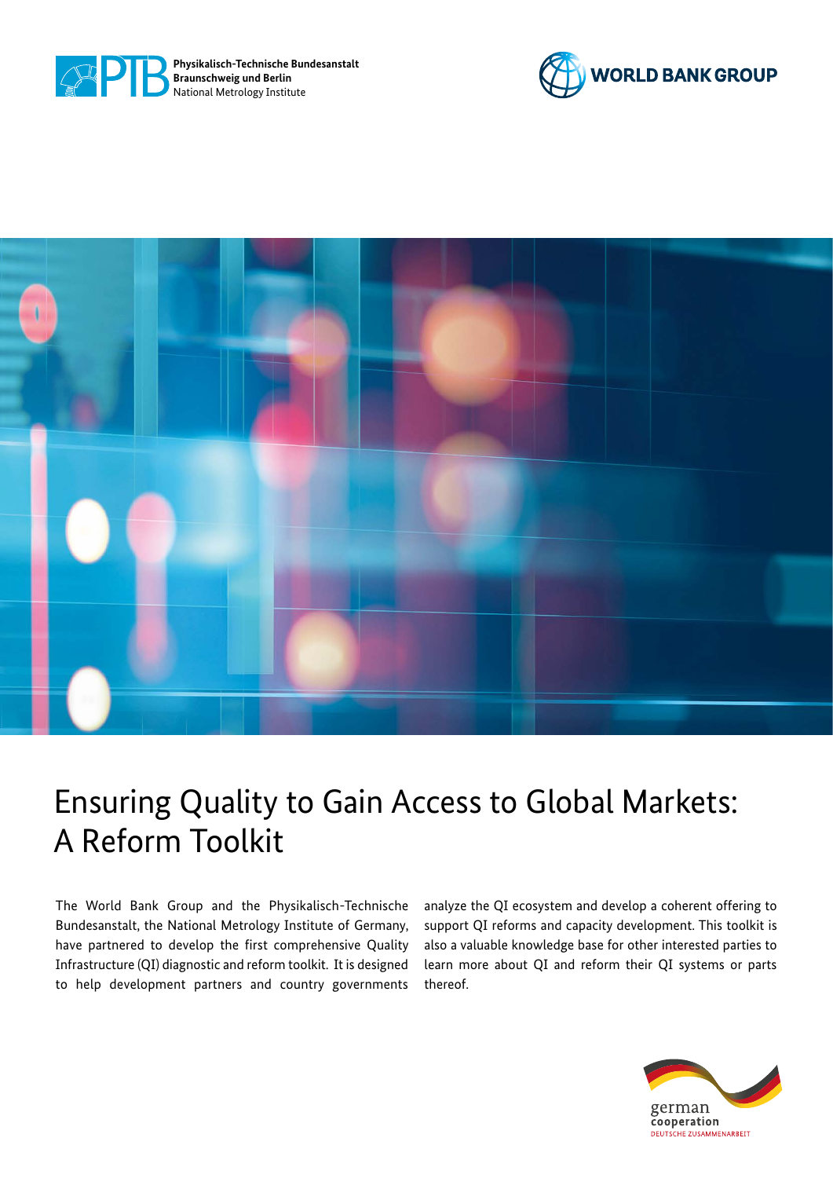Physikalisch-Technische Bundesanstalt
Braunschweig und Berlin
National Metrology Institute

WORLD BANK GROUP

# Ensuring Quality to Gain Access to Global Markets: A Reform Toolkit

The World Bank Group and the Physikalisch-Technische Bundesanstalt, the National Metrology Institute of Germany, have partnered to develop the first comprehensive Quality Infrastructure (QI) diagnostic and reform toolkit. It is designed to help development partners and country governments analyze the QI ecosystem and develop a coherent offering to support QI reforms and capacity development. This toolkit is also a valuable knowledge base for other interested parties to learn more about QI and reform their QI systems or parts thereof.

german cooperation
DEUTSCHE ZUSAMMENARBEIT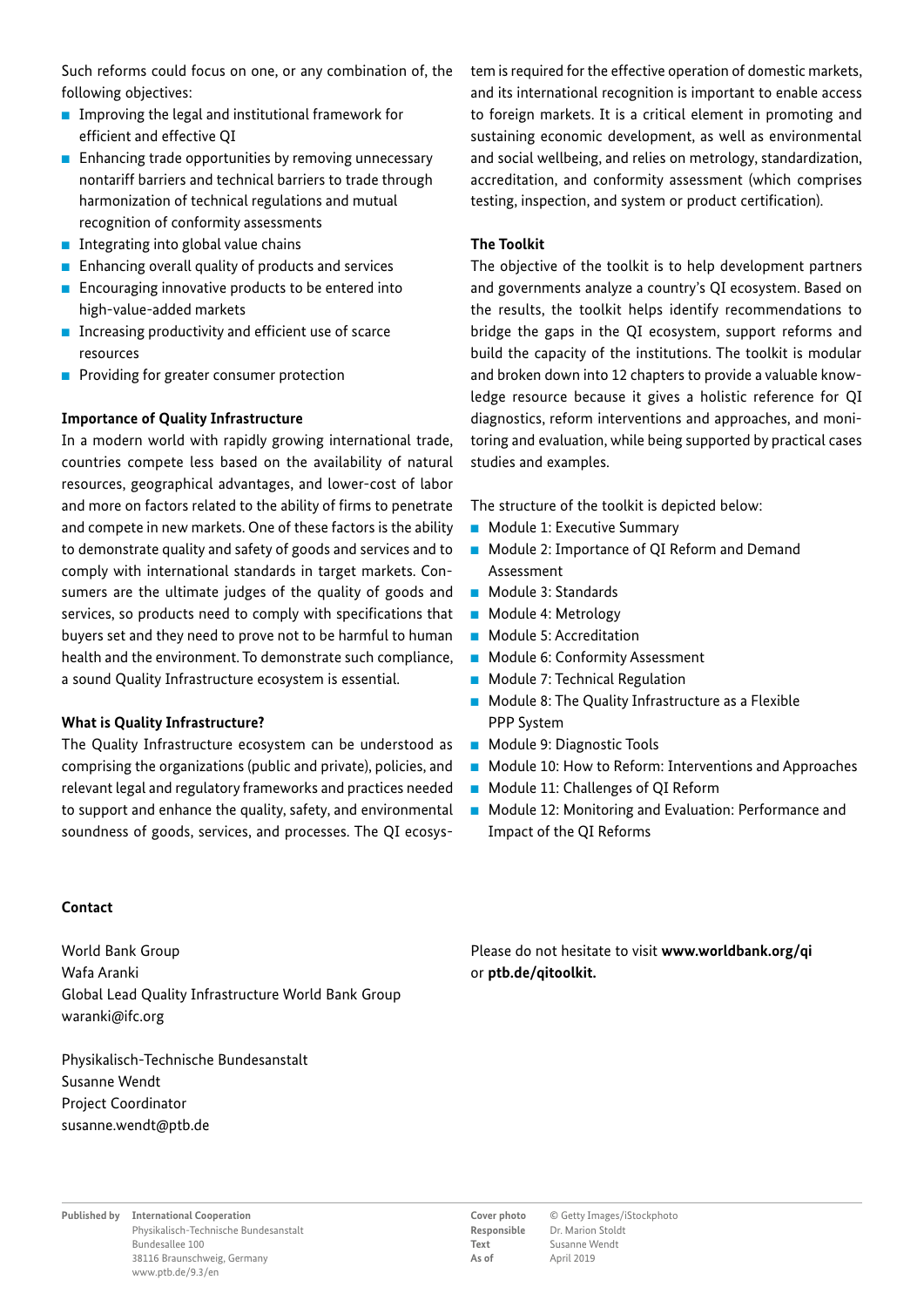Such reforms could focus on one, or any combination of, the following objectives:

- Improving the legal and institutional framework for efficient and effective QI
- Enhancing trade opportunities by removing unnecessary nontariff barriers and technical barriers to trade through harmonization of technical regulations and mutual recognition of conformity assessments
- Integrating into global value chains
- Enhancing overall quality of products and services
- Encouraging innovative products to be entered into high-value-added markets
- Increasing productivity and efficient use of scarce resources
- Providing for greater consumer protection

**Importance of Quality Infrastructure**

In a modern world with rapidly growing international trade, countries compete less based on the availability of natural resources, geographical advantages, and lower-cost of labor and more on factors related to the ability of firms to penetrate and compete in new markets. One of these factors is the ability to demonstrate quality and safety of goods and services and to comply with international standards in target markets. Consumers are the ultimate judges of the quality of goods and services, so products need to comply with specifications that buyers set and they need to prove not to be harmful to human health and the environment. To demonstrate such compliance, a sound Quality Infrastructure ecosystem is essential.

**What is Quality Infrastructure?**

The Quality Infrastructure ecosystem can be understood as comprising the organizations (public and private), policies, and relevant legal and regulatory frameworks and practices needed to support and enhance the quality, safety, and environmental soundness of goods, services, and processes. The QI ecosystem is required for the effective operation of domestic markets, and its international recognition is important to enable access to foreign markets. It is a critical element in promoting and sustaining economic development, as well as environmental and social wellbeing, and relies on metrology, standardization, accreditation, and conformity assessment (which comprises testing, inspection, and system or product certification).

**The Toolkit**

The objective of the toolkit is to help development partners and governments analyze a country's QI ecosystem. Based on the results, the toolkit helps identify recommendations to bridge the gaps in the QI ecosystem, support reforms and build the capacity of the institutions. The toolkit is modular and broken down into 12 chapters to provide a valuable knowledge resource because it gives a holistic reference for QI diagnostics, reform interventions and approaches, and monitoring and evaluation, while being supported by practical cases studies and examples.

The structure of the toolkit is depicted below:

- Module 1: Executive Summary
- Module 2: Importance of QI Reform and Demand Assessment
- Module 3: Standards
- Module 4: Metrology
- Module 5: Accreditation
- Module 6: Conformity Assessment
- Module 7: Technical Regulation
- Module 8: The Quality Infrastructure as a Flexible PPP System
- Module 9: Diagnostic Tools
- Module 10: How to Reform: Interventions and Approaches
- Module 11: Challenges of QI Reform
- Module 12: Monitoring and Evaluation: Performance and Impact of the QI Reforms

**Contact**

World Bank Group
Wafa Aranki
Global Lead Quality Infrastructure World Bank Group
waranki@ifc.org

Physikalisch-Technische Bundesanstalt
Susanne Wendt
Project Coordinator
susanne.wendt@ptb.de

Please do not hesitate to visit **www.worldbank.org/qi** or **ptb.de/qitoolkit.**

**Published by** **International Cooperation**
Physikalisch-Technische Bundesanstalt
Bundesallee 100
38116 Braunschweig, Germany
www.ptb.de/9.3/en

**Cover photo** © Getty Images/iStockphoto
**Responsible** Dr. Marion Stoldt
**Text** Susanne Wendt
**As of** April 2019